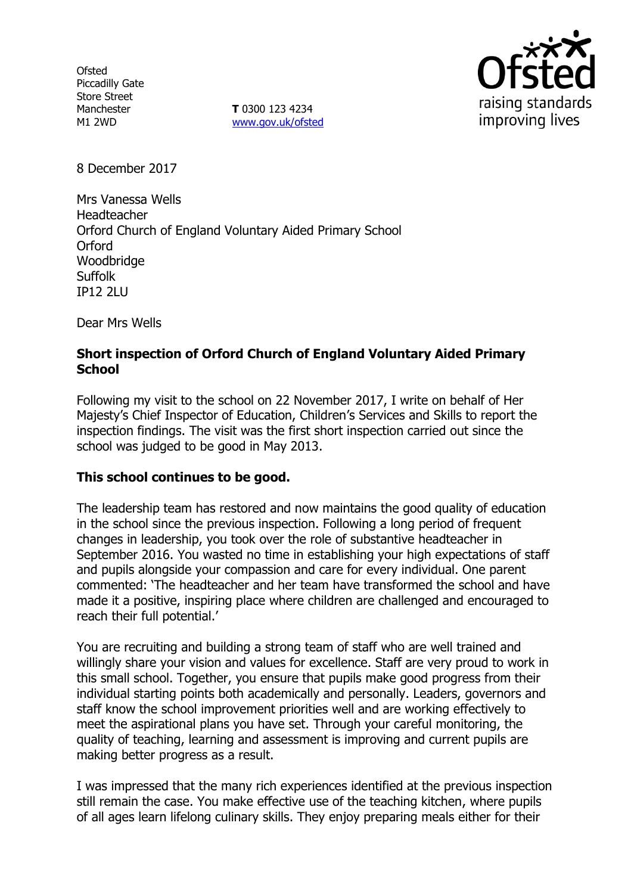Ofsted
Piccadilly Gate
Store Street
Manchester
M1 2WD

**T** 0300 123 4234
www.gov.uk/ofsted

8 December 2017

Mrs Vanessa Wells
Headteacher
Orford Church of England Voluntary Aided Primary School
Orford
Woodbridge
Suffolk
IP12 2LU

Dear Mrs Wells

**Short inspection of Orford Church of England Voluntary Aided Primary School**

Following my visit to the school on 22 November 2017, I write on behalf of Her Majesty's Chief Inspector of Education, Children's Services and Skills to report the inspection findings. The visit was the first short inspection carried out since the school was judged to be good in May 2013.

**This school continues to be good.**

The leadership team has restored and now maintains the good quality of education in the school since the previous inspection. Following a long period of frequent changes in leadership, you took over the role of substantive headteacher in September 2016. You wasted no time in establishing your high expectations of staff and pupils alongside your compassion and care for every individual. One parent commented: 'The headteacher and her team have transformed the school and have made it a positive, inspiring place where children are challenged and encouraged to reach their full potential.'

You are recruiting and building a strong team of staff who are well trained and willingly share your vision and values for excellence. Staff are very proud to work in this small school. Together, you ensure that pupils make good progress from their individual starting points both academically and personally. Leaders, governors and staff know the school improvement priorities well and are working effectively to meet the aspirational plans you have set. Through your careful monitoring, the quality of teaching, learning and assessment is improving and current pupils are making better progress as a result.

I was impressed that the many rich experiences identified at the previous inspection still remain the case. You make effective use of the teaching kitchen, where pupils of all ages learn lifelong culinary skills. They enjoy preparing meals either for their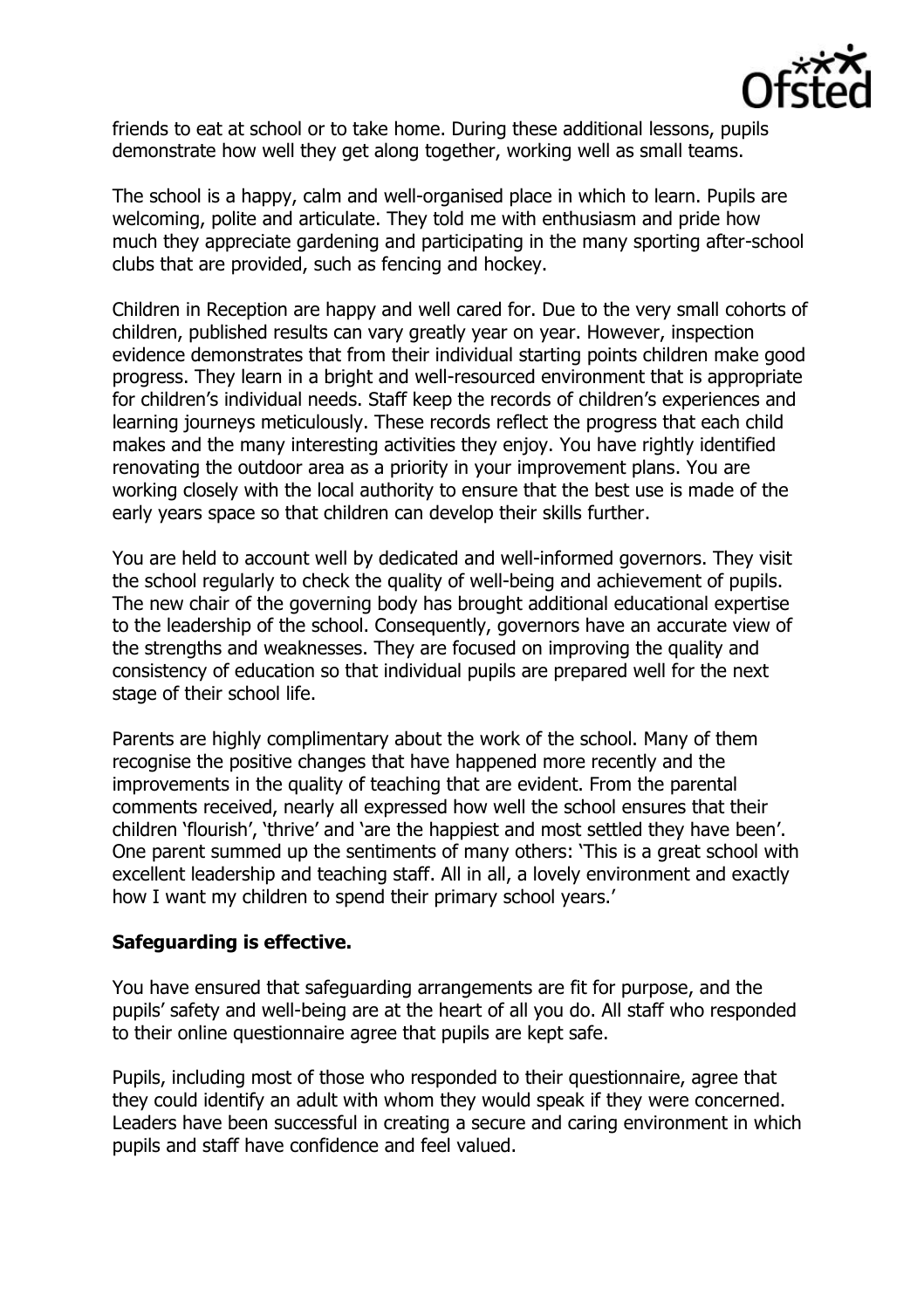friends to eat at school or to take home. During these additional lessons, pupils demonstrate how well they get along together, working well as small teams.

The school is a happy, calm and well-organised place in which to learn. Pupils are welcoming, polite and articulate. They told me with enthusiasm and pride how much they appreciate gardening and participating in the many sporting after-school clubs that are provided, such as fencing and hockey.

Children in Reception are happy and well cared for. Due to the very small cohorts of children, published results can vary greatly year on year. However, inspection evidence demonstrates that from their individual starting points children make good progress. They learn in a bright and well-resourced environment that is appropriate for children's individual needs. Staff keep the records of children's experiences and learning journeys meticulously. These records reflect the progress that each child makes and the many interesting activities they enjoy. You have rightly identified renovating the outdoor area as a priority in your improvement plans. You are working closely with the local authority to ensure that the best use is made of the early years space so that children can develop their skills further.

You are held to account well by dedicated and well-informed governors. They visit the school regularly to check the quality of well-being and achievement of pupils. The new chair of the governing body has brought additional educational expertise to the leadership of the school. Consequently, governors have an accurate view of the strengths and weaknesses. They are focused on improving the quality and consistency of education so that individual pupils are prepared well for the next stage of their school life.

Parents are highly complimentary about the work of the school. Many of them recognise the positive changes that have happened more recently and the improvements in the quality of teaching that are evident. From the parental comments received, nearly all expressed how well the school ensures that their children 'flourish', 'thrive' and 'are the happiest and most settled they have been'. One parent summed up the sentiments of many others: 'This is a great school with excellent leadership and teaching staff. All in all, a lovely environment and exactly how I want my children to spend their primary school years.'

**Safeguarding is effective.**

You have ensured that safeguarding arrangements are fit for purpose, and the pupils' safety and well-being are at the heart of all you do. All staff who responded to their online questionnaire agree that pupils are kept safe.

Pupils, including most of those who responded to their questionnaire, agree that they could identify an adult with whom they would speak if they were concerned. Leaders have been successful in creating a secure and caring environment in which pupils and staff have confidence and feel valued.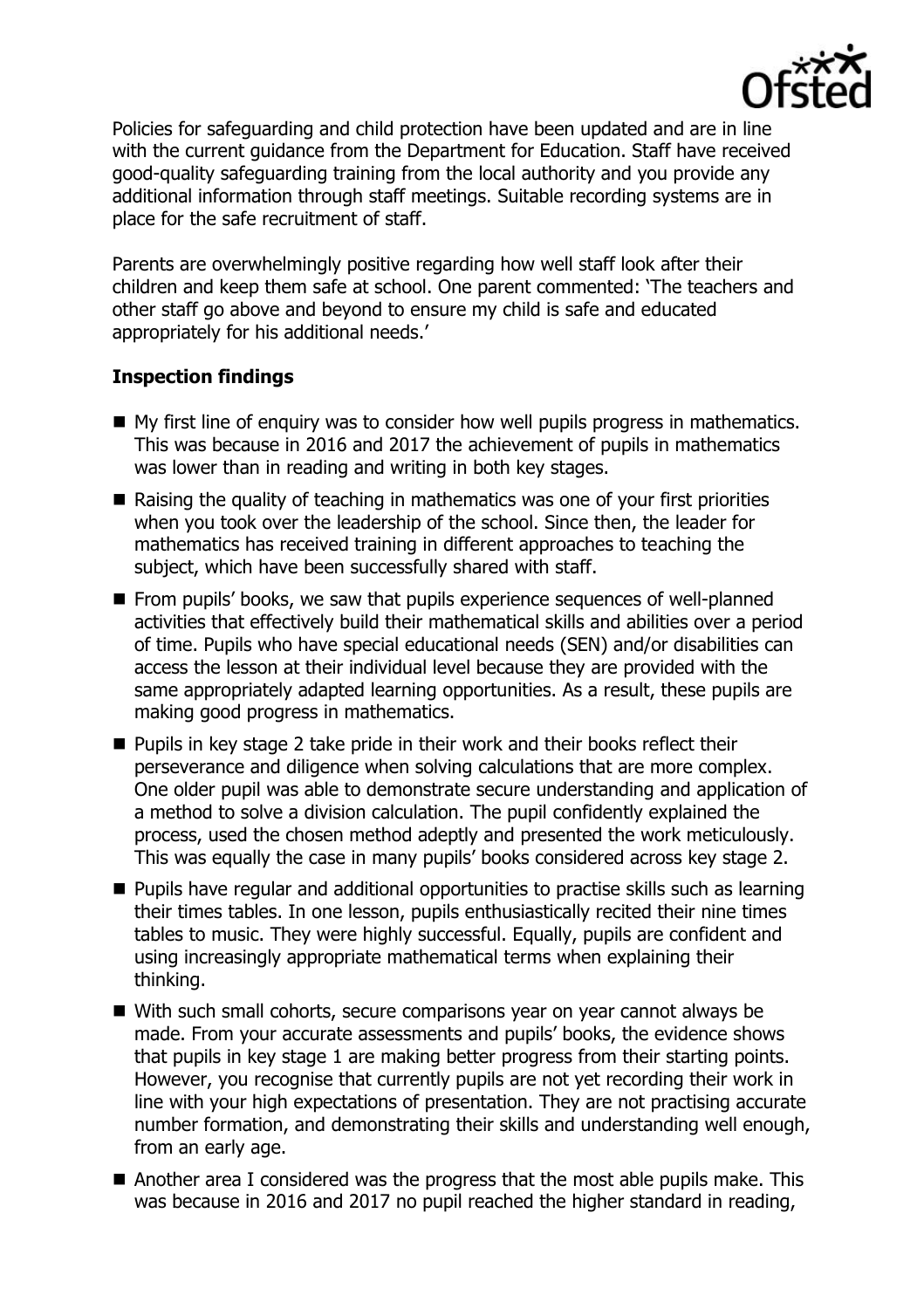Policies for safeguarding and child protection have been updated and are in line with the current guidance from the Department for Education. Staff have received good-quality safeguarding training from the local authority and you provide any additional information through staff meetings. Suitable recording systems are in place for the safe recruitment of staff.

Parents are overwhelmingly positive regarding how well staff look after their children and keep them safe at school. One parent commented: 'The teachers and other staff go above and beyond to ensure my child is safe and educated appropriately for his additional needs.'

### Inspection findings

- My first line of enquiry was to consider how well pupils progress in mathematics. This was because in 2016 and 2017 the achievement of pupils in mathematics was lower than in reading and writing in both key stages.
- Raising the quality of teaching in mathematics was one of your first priorities when you took over the leadership of the school. Since then, the leader for mathematics has received training in different approaches to teaching the subject, which have been successfully shared with staff.
- From pupils' books, we saw that pupils experience sequences of well-planned activities that effectively build their mathematical skills and abilities over a period of time. Pupils who have special educational needs (SEN) and/or disabilities can access the lesson at their individual level because they are provided with the same appropriately adapted learning opportunities. As a result, these pupils are making good progress in mathematics.
- Pupils in key stage 2 take pride in their work and their books reflect their perseverance and diligence when solving calculations that are more complex. One older pupil was able to demonstrate secure understanding and application of a method to solve a division calculation. The pupil confidently explained the process, used the chosen method adeptly and presented the work meticulously. This was equally the case in many pupils' books considered across key stage 2.
- Pupils have regular and additional opportunities to practise skills such as learning their times tables. In one lesson, pupils enthusiastically recited their nine times tables to music. They were highly successful. Equally, pupils are confident and using increasingly appropriate mathematical terms when explaining their thinking.
- With such small cohorts, secure comparisons year on year cannot always be made. From your accurate assessments and pupils' books, the evidence shows that pupils in key stage 1 are making better progress from their starting points. However, you recognise that currently pupils are not yet recording their work in line with your high expectations of presentation. They are not practising accurate number formation, and demonstrating their skills and understanding well enough, from an early age.
- Another area I considered was the progress that the most able pupils make. This was because in 2016 and 2017 no pupil reached the higher standard in reading,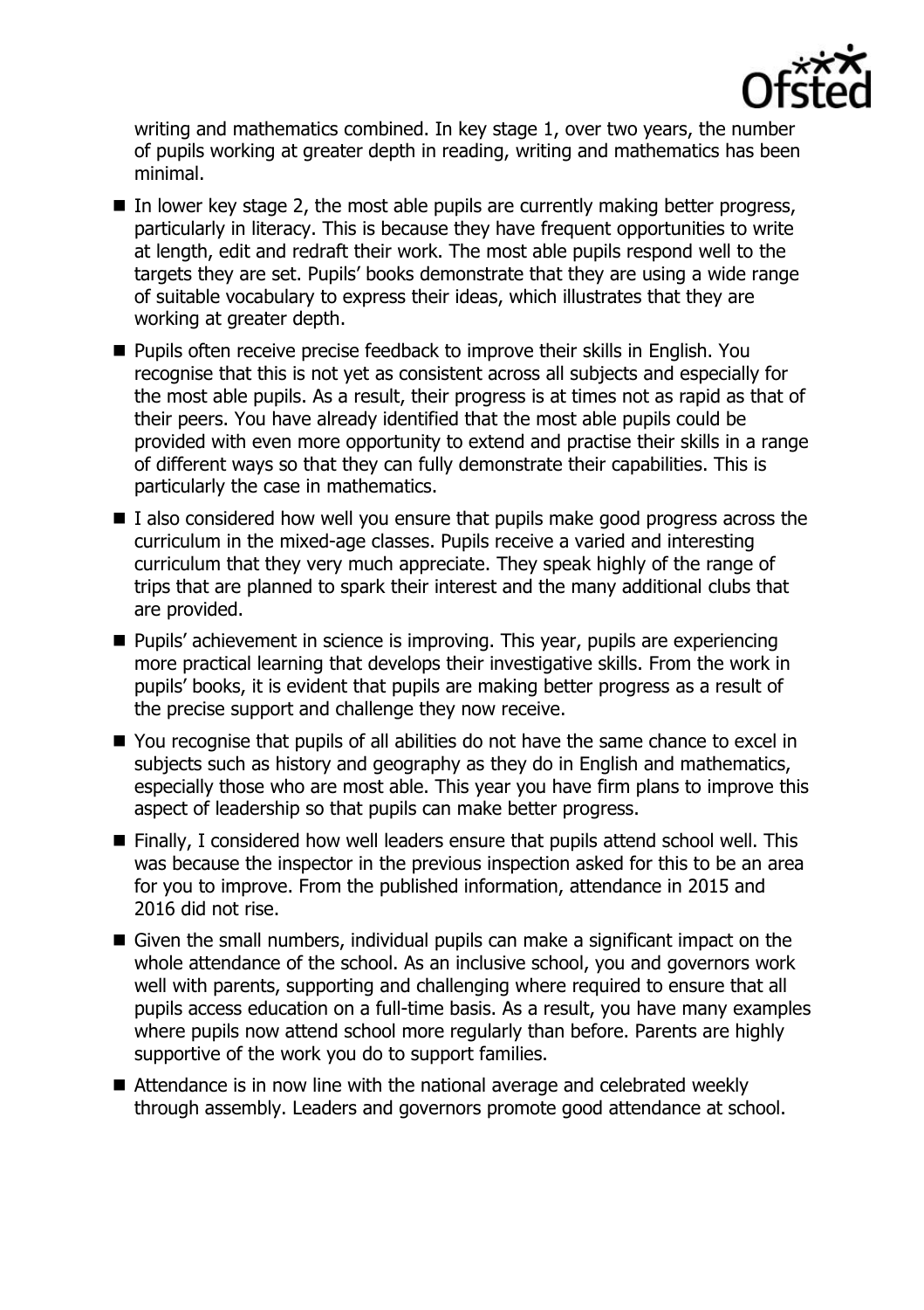writing and mathematics combined. In key stage 1, over two years, the number of pupils working at greater depth in reading, writing and mathematics has been minimal.

- In lower key stage 2, the most able pupils are currently making better progress, particularly in literacy. This is because they have frequent opportunities to write at length, edit and redraft their work. The most able pupils respond well to the targets they are set. Pupils' books demonstrate that they are using a wide range of suitable vocabulary to express their ideas, which illustrates that they are working at greater depth.
- Pupils often receive precise feedback to improve their skills in English. You recognise that this is not yet as consistent across all subjects and especially for the most able pupils. As a result, their progress is at times not as rapid as that of their peers. You have already identified that the most able pupils could be provided with even more opportunity to extend and practise their skills in a range of different ways so that they can fully demonstrate their capabilities. This is particularly the case in mathematics.
- I also considered how well you ensure that pupils make good progress across the curriculum in the mixed-age classes. Pupils receive a varied and interesting curriculum that they very much appreciate. They speak highly of the range of trips that are planned to spark their interest and the many additional clubs that are provided.
- Pupils' achievement in science is improving. This year, pupils are experiencing more practical learning that develops their investigative skills. From the work in pupils' books, it is evident that pupils are making better progress as a result of the precise support and challenge they now receive.
- You recognise that pupils of all abilities do not have the same chance to excel in subjects such as history and geography as they do in English and mathematics, especially those who are most able. This year you have firm plans to improve this aspect of leadership so that pupils can make better progress.
- Finally, I considered how well leaders ensure that pupils attend school well. This was because the inspector in the previous inspection asked for this to be an area for you to improve. From the published information, attendance in 2015 and 2016 did not rise.
- Given the small numbers, individual pupils can make a significant impact on the whole attendance of the school. As an inclusive school, you and governors work well with parents, supporting and challenging where required to ensure that all pupils access education on a full-time basis. As a result, you have many examples where pupils now attend school more regularly than before. Parents are highly supportive of the work you do to support families.
- Attendance is in now line with the national average and celebrated weekly through assembly. Leaders and governors promote good attendance at school.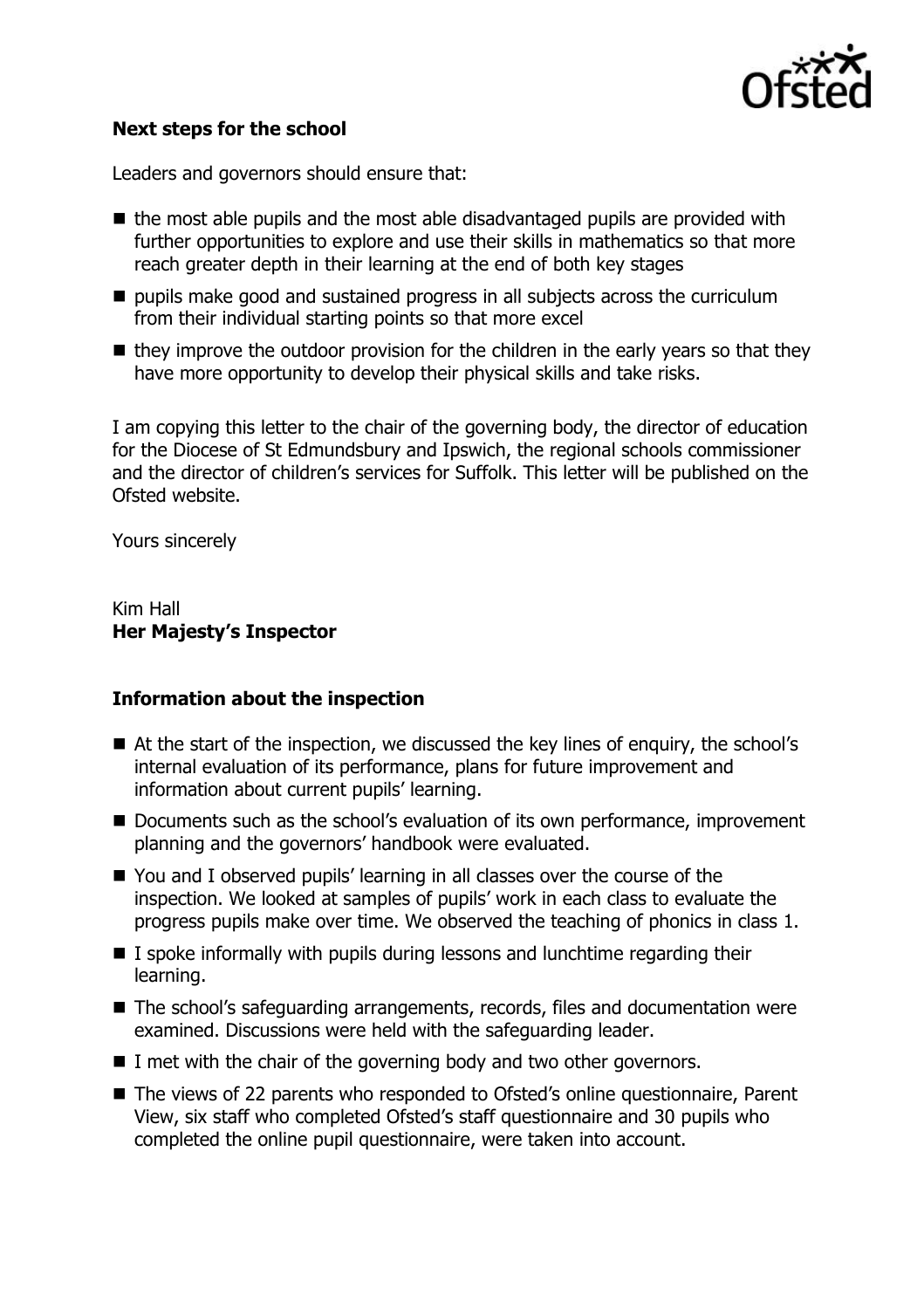**Next steps for the school**

Leaders and governors should ensure that:

- the most able pupils and the most able disadvantaged pupils are provided with further opportunities to explore and use their skills in mathematics so that more reach greater depth in their learning at the end of both key stages
- pupils make good and sustained progress in all subjects across the curriculum from their individual starting points so that more excel
- they improve the outdoor provision for the children in the early years so that they have more opportunity to develop their physical skills and take risks.

I am copying this letter to the chair of the governing body, the director of education for the Diocese of St Edmundsbury and Ipswich, the regional schools commissioner and the director of children's services for Suffolk. This letter will be published on the Ofsted website.

Yours sincerely

Kim Hall
**Her Majesty's Inspector**

## Information about the inspection

- At the start of the inspection, we discussed the key lines of enquiry, the school's internal evaluation of its performance, plans for future improvement and information about current pupils' learning.
- Documents such as the school's evaluation of its own performance, improvement planning and the governors' handbook were evaluated.
- You and I observed pupils' learning in all classes over the course of the inspection. We looked at samples of pupils' work in each class to evaluate the progress pupils make over time. We observed the teaching of phonics in class 1.
- I spoke informally with pupils during lessons and lunchtime regarding their learning.
- The school's safeguarding arrangements, records, files and documentation were examined. Discussions were held with the safeguarding leader.
- I met with the chair of the governing body and two other governors.
- The views of 22 parents who responded to Ofsted's online questionnaire, Parent View, six staff who completed Ofsted's staff questionnaire and 30 pupils who completed the online pupil questionnaire, were taken into account.